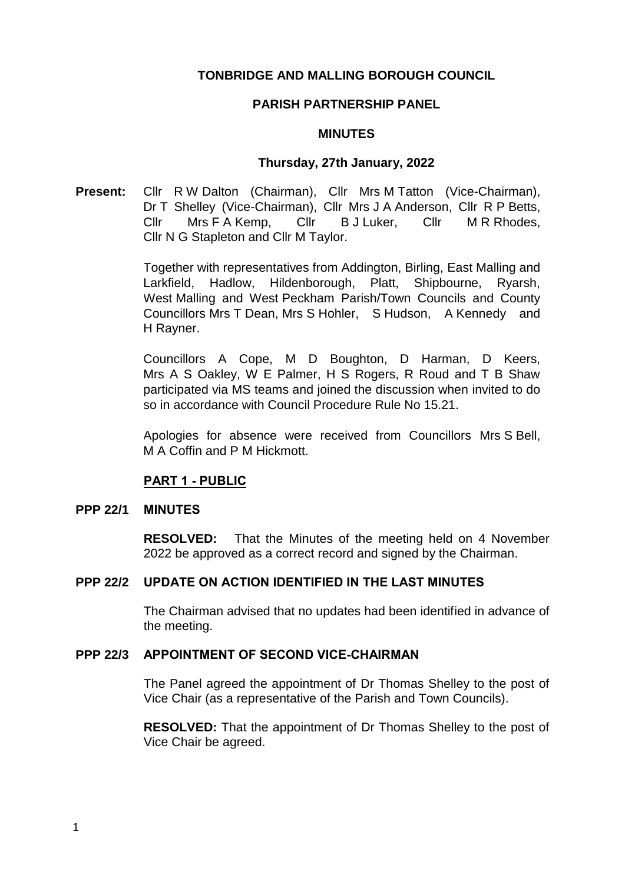# TONBRIDGE AND MALLING BOROUGH COUNCIL

## PARISH PARTNERSHIP PANEL

## MINUTES

### Thursday, 27th January, 2022

**Present:** Cllr R W Dalton (Chairman), Cllr Mrs M Tatton (Vice-Chairman), Dr T Shelley (Vice-Chairman), Cllr Mrs J A Anderson, Cllr R P Betts, Cllr Mrs F A Kemp, Cllr B J Luker, Cllr M R Rhodes, Cllr N G Stapleton and Cllr M Taylor.

Together with representatives from Addington, Birling, East Malling and Larkfield, Hadlow, Hildenborough, Platt, Shipbourne, Ryarsh, West Malling and West Peckham Parish/Town Councils and County Councillors Mrs T Dean, Mrs S Hohler, S Hudson, A Kennedy and H Rayner.

Councillors A Cope, M D Boughton, D Harman, D Keers, Mrs A S Oakley, W E Palmer, H S Rogers, R Roud and T B Shaw participated via MS teams and joined the discussion when invited to do so in accordance with Council Procedure Rule No 15.21.

Apologies for absence were received from Councillors Mrs S Bell, M A Coffin and P M Hickmott.

**PART 1 - PUBLIC**

**PPP 22/1 MINUTES**

**RESOLVED:** That the Minutes of the meeting held on 4 November 2022 be approved as a correct record and signed by the Chairman.

**PPP 22/2 UPDATE ON ACTION IDENTIFIED IN THE LAST MINUTES**

The Chairman advised that no updates had been identified in advance of the meeting.

**PPP 22/3 APPOINTMENT OF SECOND VICE-CHAIRMAN**

The Panel agreed the appointment of Dr Thomas Shelley to the post of Vice Chair (as a representative of the Parish and Town Councils).

**RESOLVED:** That the appointment of Dr Thomas Shelley to the post of Vice Chair be agreed.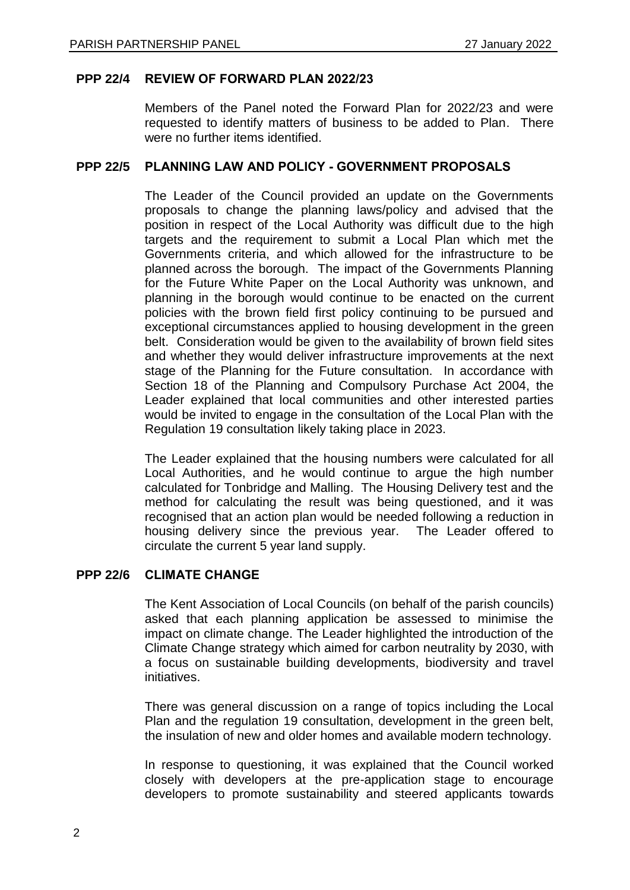## PPP 22/4 REVIEW OF FORWARD PLAN 2022/23

Members of the Panel noted the Forward Plan for 2022/23 and were requested to identify matters of business to be added to Plan. There were no further items identified.

## PPP 22/5 PLANNING LAW AND POLICY - GOVERNMENT PROPOSALS

The Leader of the Council provided an update on the Governments proposals to change the planning laws/policy and advised that the position in respect of the Local Authority was difficult due to the high targets and the requirement to submit a Local Plan which met the Governments criteria, and which allowed for the infrastructure to be planned across the borough. The impact of the Governments Planning for the Future White Paper on the Local Authority was unknown, and planning in the borough would continue to be enacted on the current policies with the brown field first policy continuing to be pursued and exceptional circumstances applied to housing development in the green belt. Consideration would be given to the availability of brown field sites and whether they would deliver infrastructure improvements at the next stage of the Planning for the Future consultation. In accordance with Section 18 of the Planning and Compulsory Purchase Act 2004, the Leader explained that local communities and other interested parties would be invited to engage in the consultation of the Local Plan with the Regulation 19 consultation likely taking place in 2023.

The Leader explained that the housing numbers were calculated for all Local Authorities, and he would continue to argue the high number calculated for Tonbridge and Malling. The Housing Delivery test and the method for calculating the result was being questioned, and it was recognised that an action plan would be needed following a reduction in housing delivery since the previous year. The Leader offered to circulate the current 5 year land supply.

## PPP 22/6 CLIMATE CHANGE

The Kent Association of Local Councils (on behalf of the parish councils) asked that each planning application be assessed to minimise the impact on climate change. The Leader highlighted the introduction of the Climate Change strategy which aimed for carbon neutrality by 2030, with a focus on sustainable building developments, biodiversity and travel initiatives.

There was general discussion on a range of topics including the Local Plan and the regulation 19 consultation, development in the green belt, the insulation of new and older homes and available modern technology.

In response to questioning, it was explained that the Council worked closely with developers at the pre-application stage to encourage developers to promote sustainability and steered applicants towards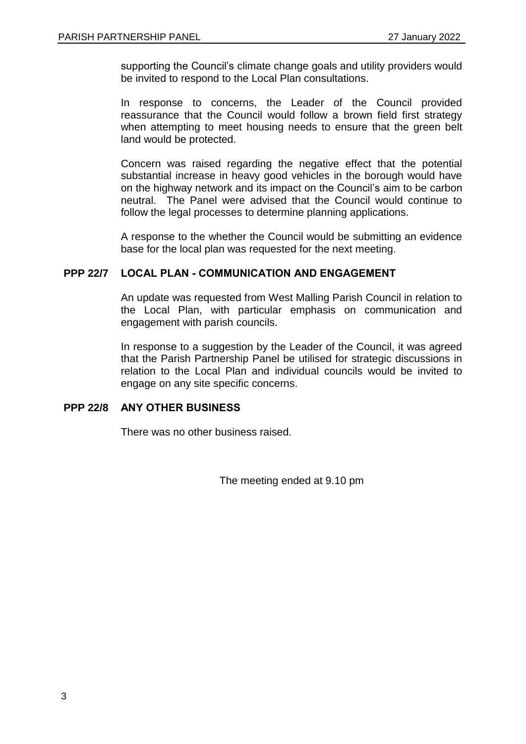supporting the Council's climate change goals and utility providers would be invited to respond to the Local Plan consultations.

In response to concerns, the Leader of the Council provided reassurance that the Council would follow a brown field first strategy when attempting to meet housing needs to ensure that the green belt land would be protected.

Concern was raised regarding the negative effect that the potential substantial increase in heavy good vehicles in the borough would have on the highway network and its impact on the Council's aim to be carbon neutral. The Panel were advised that the Council would continue to follow the legal processes to determine planning applications.

A response to the whether the Council would be submitting an evidence base for the local plan was requested for the next meeting.

## PPP 22/7 LOCAL PLAN - COMMUNICATION AND ENGAGEMENT

An update was requested from West Malling Parish Council in relation to the Local Plan, with particular emphasis on communication and engagement with parish councils.

In response to a suggestion by the Leader of the Council, it was agreed that the Parish Partnership Panel be utilised for strategic discussions in relation to the Local Plan and individual councils would be invited to engage on any site specific concerns.

## PPP 22/8 ANY OTHER BUSINESS

There was no other business raised.

The meeting ended at 9.10 pm